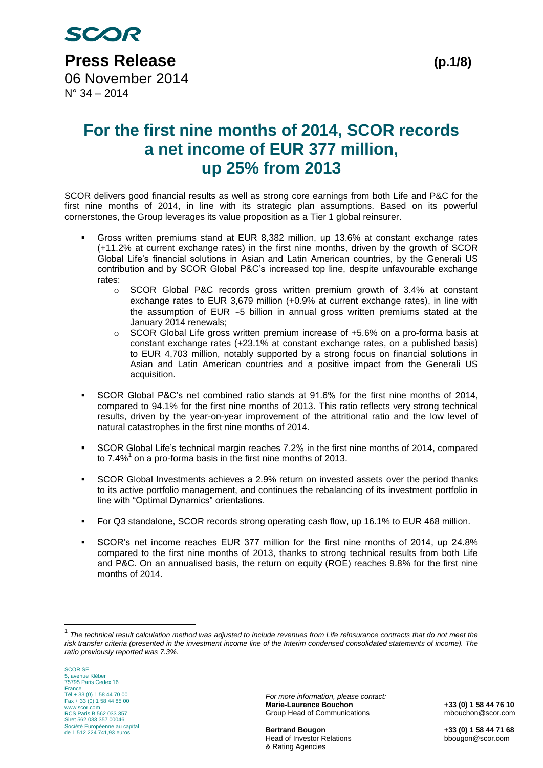SCOR

# Press Release

06 November 2014
N° 34 – 2014

# For the first nine months of 2014, SCOR records a net income of EUR 377 million, up 25% from 2013

SCOR delivers good financial results as well as strong core earnings from both Life and P&C for the first nine months of 2014, in line with its strategic plan assumptions. Based on its powerful cornerstones, the Group leverages its value proposition as a Tier 1 global reinsurer.

- Gross written premiums stand at EUR 8,382 million, up 13.6% at constant exchange rates (+11.2% at current exchange rates) in the first nine months, driven by the growth of SCOR Global Life's financial solutions in Asian and Latin American countries, by the Generali US contribution and by SCOR Global P&C's increased top line, despite unfavourable exchange rates:
  - SCOR Global P&C records gross written premium growth of 3.4% at constant exchange rates to EUR 3,679 million (+0.9% at current exchange rates), in line with the assumption of EUR ~5 billion in annual gross written premiums stated at the January 2014 renewals;
  - SCOR Global Life gross written premium increase of +5.6% on a pro-forma basis at constant exchange rates (+23.1% at constant exchange rates, on a published basis) to EUR 4,703 million, notably supported by a strong focus on financial solutions in Asian and Latin American countries and a positive impact from the Generali US acquisition.
- SCOR Global P&C's net combined ratio stands at 91.6% for the first nine months of 2014, compared to 94.1% for the first nine months of 2013. This ratio reflects very strong technical results, driven by the year-on-year improvement of the attritional ratio and the low level of natural catastrophes in the first nine months of 2014.
- SCOR Global Life's technical margin reaches 7.2% in the first nine months of 2014, compared to 7.4%[1] on a pro-forma basis in the first nine months of 2013.
- SCOR Global Investments achieves a 2.9% return on invested assets over the period thanks to its active portfolio management, and continues the rebalancing of its investment portfolio in line with "Optimal Dynamics" orientations.
- For Q3 standalone, SCOR records strong operating cash flow, up 16.1% to EUR 468 million.
- SCOR's net income reaches EUR 377 million for the first nine months of 2014, up 24.8% compared to the first nine months of 2013, thanks to strong technical results from both Life and P&C. On an annualised basis, the return on equity (ROE) reaches 9.8% for the first nine months of 2014.

[1] *The technical result calculation method was adjusted to include revenues from Life reinsurance contracts that do not meet the risk transfer criteria (presented in the investment income line of the Interim condensed consolidated statements of income). The ratio previously reported was 7.3%.*

SCOR SE
5, avenue Kléber
75795 Paris Cedex 16
France
Tél + 33 (0) 1 58 44 70 00
Fax + 33 (0) 1 58 44 85 00
www.scor.com
RCS Paris B 562 033 357
Siret 562 033 357 00046
Société Européenne au capital de 1 512 224 741,93 euros

*For more information, please contact:*

**Marie-Laurence Bouchon** — **+33 (0) 1 58 44 76 10**
Group Head of Communications — mbouchon@scor.com

**Bertrand Bougon** — **+33 (0) 1 58 44 71 68**
Head of Investor Relations & Rating Agencies — bbougon@scor.com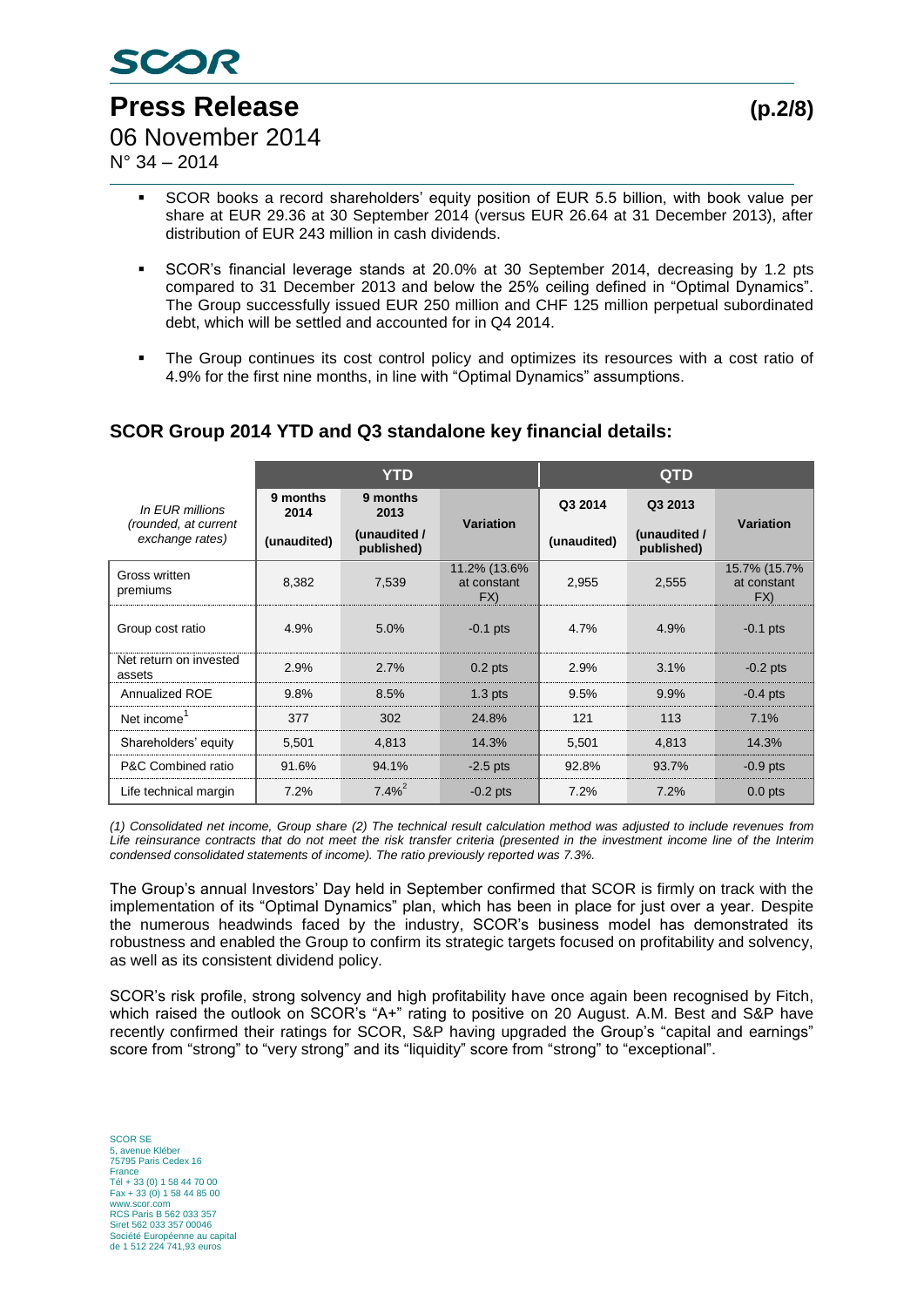- SCOR books a record shareholders' equity position of EUR 5.5 billion, with book value per share at EUR 29.36 at 30 September 2014 (versus EUR 26.64 at 31 December 2013), after distribution of EUR 243 million in cash dividends.

- SCOR's financial leverage stands at 20.0% at 30 September 2014, decreasing by 1.2 pts compared to 31 December 2013 and below the 25% ceiling defined in "Optimal Dynamics". The Group successfully issued EUR 250 million and CHF 125 million perpetual subordinated debt, which will be settled and accounted for in Q4 2014.

- The Group continues its cost control policy and optimizes its resources with a cost ratio of 4.9% for the first nine months, in line with "Optimal Dynamics" assumptions.

## SCOR Group 2014 YTD and Q3 standalone key financial details:

| *In EUR millions (rounded, at current exchange rates)* | YTD | | | QTD | | |
|---|---|---|---|---|---|---|
| | 9 months 2014 (unaudited) | 9 months 2013 (unaudited / published) | Variation | Q3 2014 (unaudited) | Q3 2013 (unaudited / published) | Variation |
| Gross written premiums | 8,382 | 7,539 | 11.2% (13.6% at constant FX) | 2,955 | 2,555 | 15.7% (15.7% at constant FX) |
| Group cost ratio | 4.9% | 5.0% | -0.1 pts | 4.7% | 4.9% | -0.1 pts |
| Net return on invested assets | 2.9% | 2.7% | 0.2 pts | 2.9% | 3.1% | -0.2 pts |
| Annualized ROE | 9.8% | 8.5% | 1.3 pts | 9.5% | 9.9% | -0.4 pts |
| Net income[1] | 377 | 302 | 24.8% | 121 | 113 | 7.1% |
| Shareholders' equity | 5,501 | 4,813 | 14.3% | 5,501 | 4,813 | 14.3% |
| P&C Combined ratio | 91.6% | 94.1% | -2.5 pts | 92.8% | 93.7% | -0.9 pts |
| Life technical margin | 7.2% | 7.4%[2] | -0.2 pts | 7.2% | 7.2% | 0.0 pts |

*(1) Consolidated net income, Group share (2) The technical result calculation method was adjusted to include revenues from Life reinsurance contracts that do not meet the risk transfer criteria (presented in the investment income line of the Interim condensed consolidated statements of income). The ratio previously reported was 7.3%.*

The Group's annual Investors' Day held in September confirmed that SCOR is firmly on track with the implementation of its "Optimal Dynamics" plan, which has been in place for just over a year. Despite the numerous headwinds faced by the industry, SCOR's business model has demonstrated its robustness and enabled the Group to confirm its strategic targets focused on profitability and solvency, as well as its consistent dividend policy.

SCOR's risk profile, strong solvency and high profitability have once again been recognised by Fitch, which raised the outlook on SCOR's "A+" rating to positive on 20 August. A.M. Best and S&P have recently confirmed their ratings for SCOR, S&P having upgraded the Group's "capital and earnings" score from "strong" to "very strong" and its "liquidity" score from "strong" to "exceptional".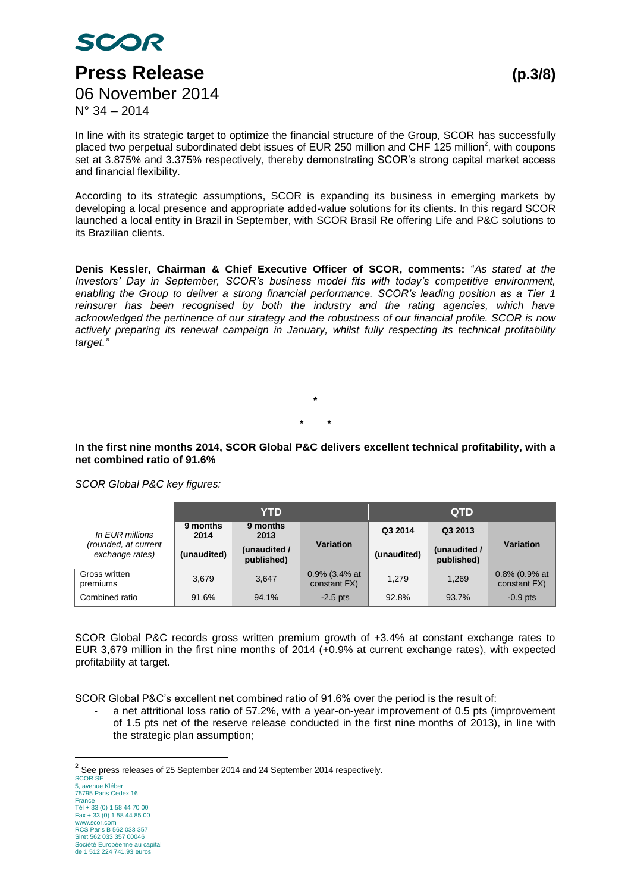In line with its strategic target to optimize the financial structure of the Group, SCOR has successfully placed two perpetual subordinated debt issues of EUR 250 million and CHF 125 million[2], with coupons set at 3.875% and 3.375% respectively, thereby demonstrating SCOR's strong capital market access and financial flexibility.

According to its strategic assumptions, SCOR is expanding its business in emerging markets by developing a local presence and appropriate added-value solutions for its clients. In this regard SCOR launched a local entity in Brazil in September, with SCOR Brasil Re offering Life and P&C solutions to its Brazilian clients.

**Denis Kessler, Chairman & Chief Executive Officer of SCOR, comments:** "*As stated at the Investors' Day in September, SCOR's business model fits with today's competitive environment, enabling the Group to deliver a strong financial performance. SCOR's leading position as a Tier 1 reinsurer has been recognised by both the industry and the rating agencies, which have acknowledged the pertinence of our strategy and the robustness of our financial profile. SCOR is now actively preparing its renewal campaign in January, whilst fully respecting its technical profitability target."*

\*

\* \*

**In the first nine months 2014, SCOR Global P&C delivers excellent technical profitability, with a net combined ratio of 91.6%**

*SCOR Global P&C key figures:*

| *In EUR millions (rounded, at current exchange rates)* | YTD | | | QTD | | |
|---|---|---|---|---|---|---|
| | 9 months 2014 (unaudited) | 9 months 2013 (unaudited / published) | Variation | Q3 2014 (unaudited) | Q3 2013 (unaudited / published) | Variation |
| Gross written premiums | 3,679 | 3,647 | 0.9% (3.4% at constant FX) | 1,279 | 1,269 | 0.8% (0.9% at constant FX) |
| Combined ratio | 91.6% | 94.1% | -2.5 pts | 92.8% | 93.7% | -0.9 pts |

SCOR Global P&C records gross written premium growth of +3.4% at constant exchange rates to EUR 3,679 million in the first nine months of 2014 (+0.9% at current exchange rates), with expected profitability at target.

SCOR Global P&C's excellent net combined ratio of 91.6% over the period is the result of:

- a net attritional loss ratio of 57.2%, with a year-on-year improvement of 0.5 pts (improvement of 1.5 pts net of the reserve release conducted in the first nine months of 2013), in line with the strategic plan assumption;

[2] See press releases of 25 September 2014 and 24 September 2014 respectively.

SCOR SE
5, avenue Kléber
75795 Paris Cedex 16
France
Tél + 33 (0) 1 58 44 70 00
Fax + 33 (0) 1 58 44 85 00
www.scor.com
RCS Paris B 562 033 357
Siret 562 033 357 00046
Société Européenne au capital
de 1 512 224 741,93 euros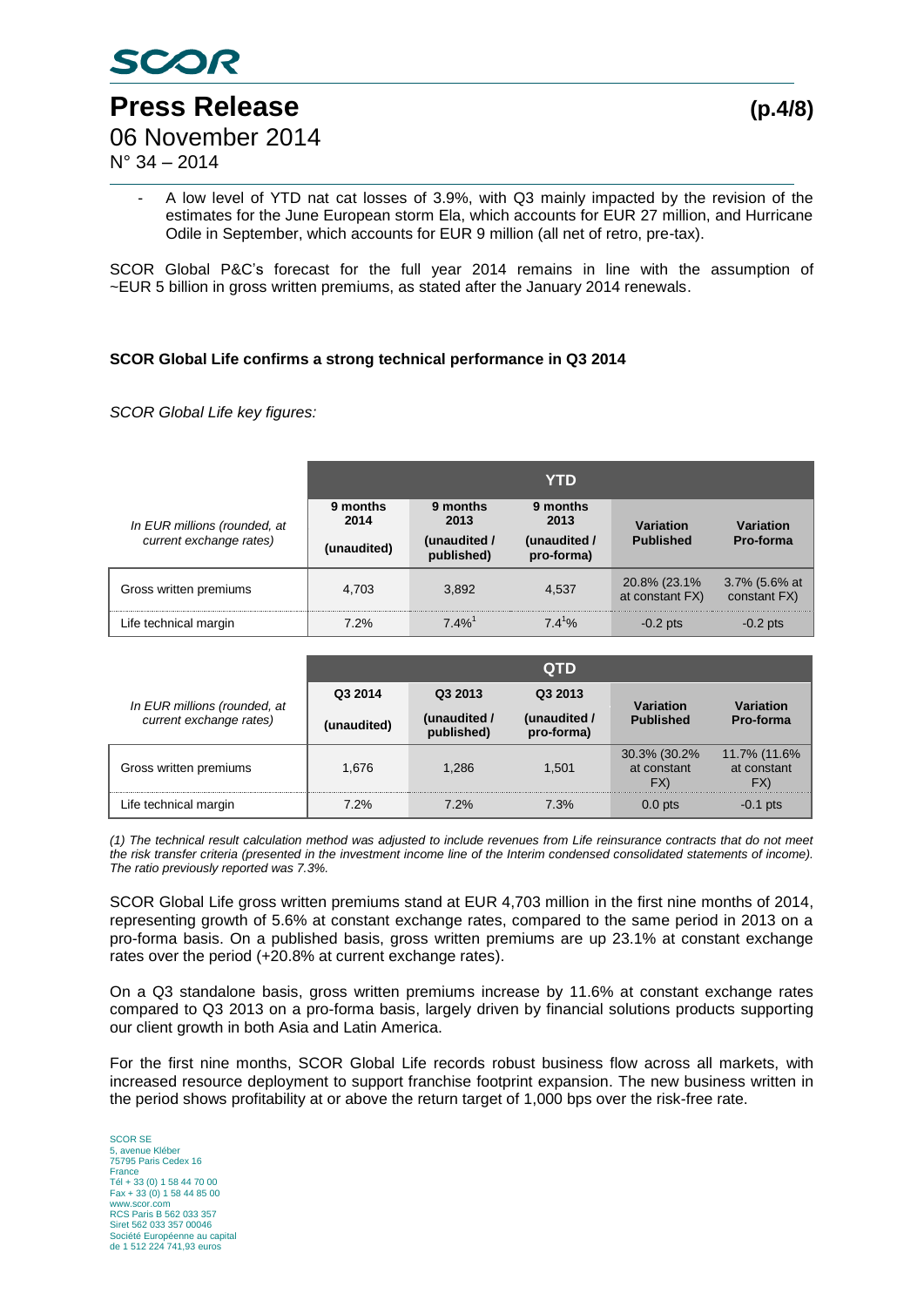- A low level of YTD nat cat losses of 3.9%, with Q3 mainly impacted by the revision of the estimates for the June European storm Ela, which accounts for EUR 27 million, and Hurricane Odile in September, which accounts for EUR 9 million (all net of retro, pre-tax).

SCOR Global P&C's forecast for the full year 2014 remains in line with the assumption of ~EUR 5 billion in gross written premiums, as stated after the January 2014 renewals.

**SCOR Global Life confirms a strong technical performance in Q3 2014**

*SCOR Global Life key figures:*

| *In EUR millions (rounded, at current exchange rates)* | YTD | | | | |
|---|---|---|---|---|---|
| | 9 months 2014 (unaudited) | 9 months 2013 (unaudited / published) | 9 months 2013 (unaudited / pro-forma) | Variation Published | Variation Pro-forma |
| Gross written premiums | 4,703 | 3,892 | 4,537 | 20.8% (23.1% at constant FX) | 3.7% (5.6% at constant FX) |
| Life technical margin | 7.2% | 7.4%[1] | 7.4[1]% | -0.2 pts | -0.2 pts |

| *In EUR millions (rounded, at current exchange rates)* | QTD | | | | |
|---|---|---|---|---|---|
| | Q3 2014 (unaudited) | Q3 2013 (unaudited / published) | Q3 2013 (unaudited / pro-forma) | Variation Published | Variation Pro-forma |
| Gross written premiums | 1,676 | 1,286 | 1,501 | 30.3% (30.2% at constant FX) | 11.7% (11.6% at constant FX) |
| Life technical margin | 7.2% | 7.2% | 7.3% | 0.0 pts | -0.1 pts |

*(1) The technical result calculation method was adjusted to include revenues from Life reinsurance contracts that do not meet the risk transfer criteria (presented in the investment income line of the Interim condensed consolidated statements of income). The ratio previously reported was 7.3%.*

SCOR Global Life gross written premiums stand at EUR 4,703 million in the first nine months of 2014, representing growth of 5.6% at constant exchange rates, compared to the same period in 2013 on a pro-forma basis. On a published basis, gross written premiums are up 23.1% at constant exchange rates over the period (+20.8% at current exchange rates).

On a Q3 standalone basis, gross written premiums increase by 11.6% at constant exchange rates compared to Q3 2013 on a pro-forma basis, largely driven by financial solutions products supporting our client growth in both Asia and Latin America.

For the first nine months, SCOR Global Life records robust business flow across all markets, with increased resource deployment to support franchise footprint expansion. The new business written in the period shows profitability at or above the return target of 1,000 bps over the risk-free rate.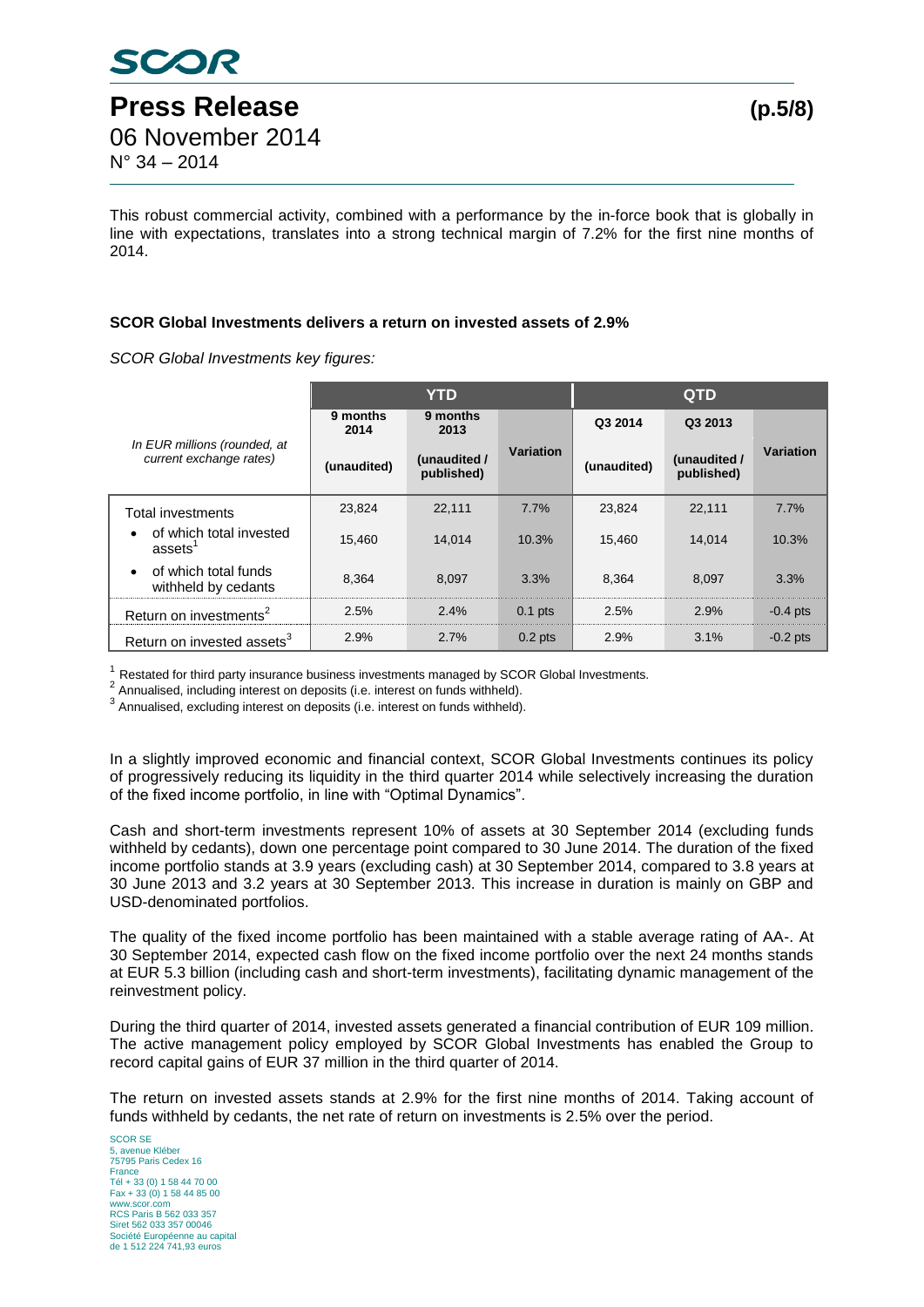This robust commercial activity, combined with a performance by the in-force book that is globally in line with expectations, translates into a strong technical margin of 7.2% for the first nine months of 2014.

**SCOR Global Investments delivers a return on invested assets of 2.9%**

*SCOR Global Investments key figures:*

| *In EUR millions (rounded, at current exchange rates)* | YTD | | | QTD | | |
|---|---|---|---|---|---|---|
| | 9 months 2014 (unaudited) | 9 months 2013 (unaudited / published) | Variation | Q3 2014 (unaudited) | Q3 2013 (unaudited / published) | Variation |
| Total investments | 23,824 | 22,111 | 7.7% | 23,824 | 22,111 | 7.7% |
| • of which total invested assets[1] | 15,460 | 14,014 | 10.3% | 15,460 | 14,014 | 10.3% |
| • of which total funds withheld by cedants | 8,364 | 8,097 | 3.3% | 8,364 | 8,097 | 3.3% |
| Return on investments[2] | 2.5% | 2.4% | 0.1 pts | 2.5% | 2.9% | -0.4 pts |
| Return on invested assets[3] | 2.9% | 2.7% | 0.2 pts | 2.9% | 3.1% | -0.2 pts |

[1] Restated for third party insurance business investments managed by SCOR Global Investments.
[2] Annualised, including interest on deposits (i.e. interest on funds withheld).
[3] Annualised, excluding interest on deposits (i.e. interest on funds withheld).

In a slightly improved economic and financial context, SCOR Global Investments continues its policy of progressively reducing its liquidity in the third quarter 2014 while selectively increasing the duration of the fixed income portfolio, in line with "Optimal Dynamics".

Cash and short-term investments represent 10% of assets at 30 September 2014 (excluding funds withheld by cedants), down one percentage point compared to 30 June 2014. The duration of the fixed income portfolio stands at 3.9 years (excluding cash) at 30 September 2014, compared to 3.8 years at 30 June 2013 and 3.2 years at 30 September 2013. This increase in duration is mainly on GBP and USD-denominated portfolios.

The quality of the fixed income portfolio has been maintained with a stable average rating of AA-. At 30 September 2014, expected cash flow on the fixed income portfolio over the next 24 months stands at EUR 5.3 billion (including cash and short-term investments), facilitating dynamic management of the reinvestment policy.

During the third quarter of 2014, invested assets generated a financial contribution of EUR 109 million. The active management policy employed by SCOR Global Investments has enabled the Group to record capital gains of EUR 37 million in the third quarter of 2014.

The return on invested assets stands at 2.9% for the first nine months of 2014. Taking account of funds withheld by cedants, the net rate of return on investments is 2.5% over the period.

SCOR SE
5, avenue Kléber
75795 Paris Cedex 16
France
Tél + 33 (0) 1 58 44 70 00
Fax + 33 (0) 1 58 44 85 00
www.scor.com
RCS Paris B 562 033 357
Siret 562 033 357 00046
Société Européenne au capital
de 1 512 224 741,93 euros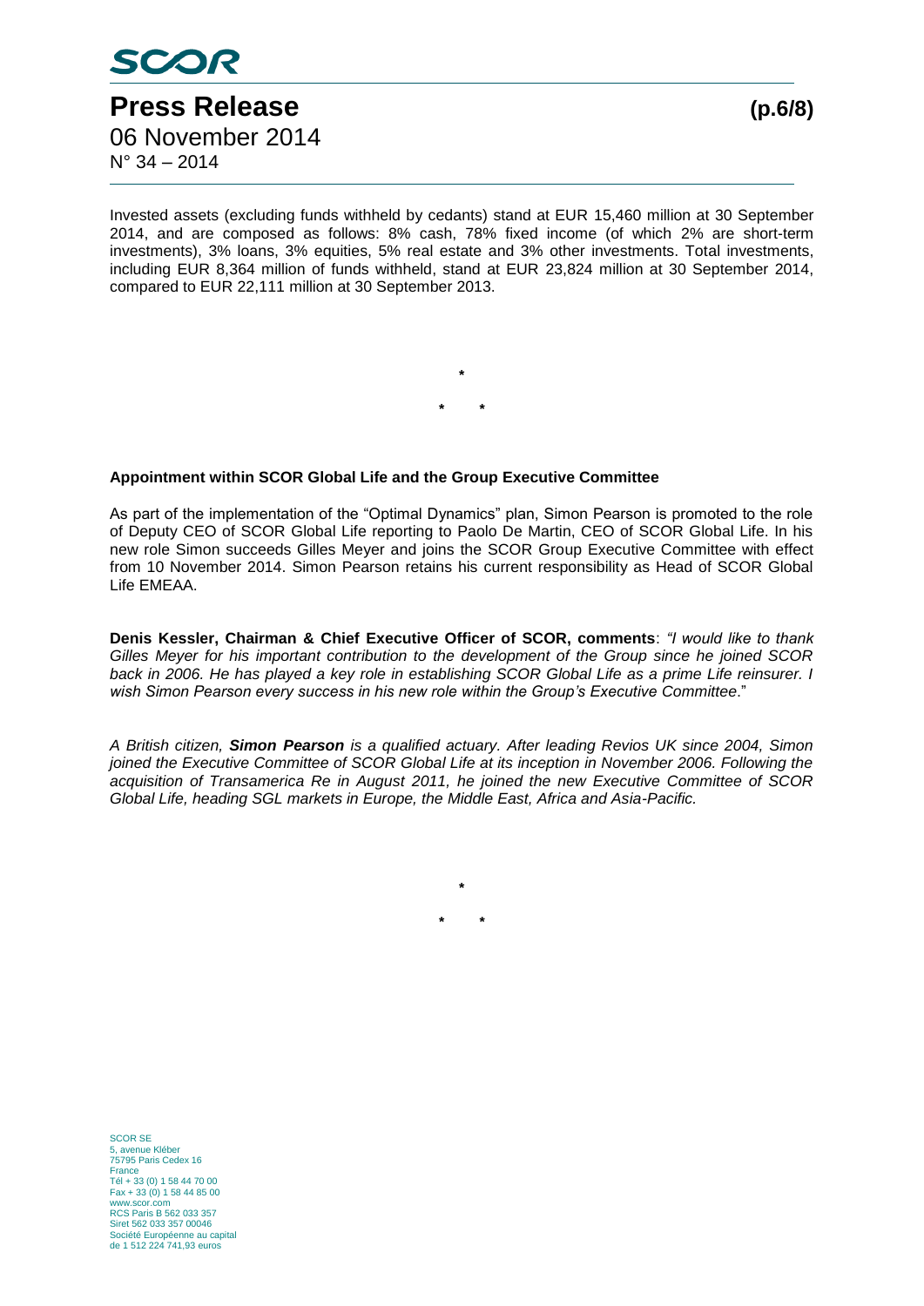Invested assets (excluding funds withheld by cedants) stand at EUR 15,460 million at 30 September 2014, and are composed as follows: 8% cash, 78% fixed income (of which 2% are short-term investments), 3% loans, 3% equities, 5% real estate and 3% other investments. Total investments, including EUR 8,364 million of funds withheld, stand at EUR 23,824 million at 30 September 2014, compared to EUR 22,111 million at 30 September 2013.

\*

\*     \*

**Appointment within SCOR Global Life and the Group Executive Committee**

As part of the implementation of the "Optimal Dynamics" plan, Simon Pearson is promoted to the role of Deputy CEO of SCOR Global Life reporting to Paolo De Martin, CEO of SCOR Global Life. In his new role Simon succeeds Gilles Meyer and joins the SCOR Group Executive Committee with effect from 10 November 2014. Simon Pearson retains his current responsibility as Head of SCOR Global Life EMEAA.

**Denis Kessler, Chairman & Chief Executive Officer of SCOR, comments**: *"I would like to thank Gilles Meyer for his important contribution to the development of the Group since he joined SCOR back in 2006. He has played a key role in establishing SCOR Global Life as a prime Life reinsurer. I wish Simon Pearson every success in his new role within the Group's Executive Committee*."

*A British citizen,* ***Simon Pearson*** *is a qualified actuary. After leading Revios UK since 2004, Simon joined the Executive Committee of SCOR Global Life at its inception in November 2006. Following the acquisition of Transamerica Re in August 2011, he joined the new Executive Committee of SCOR Global Life, heading SGL markets in Europe, the Middle East, Africa and Asia-Pacific.*

\*

\*     \*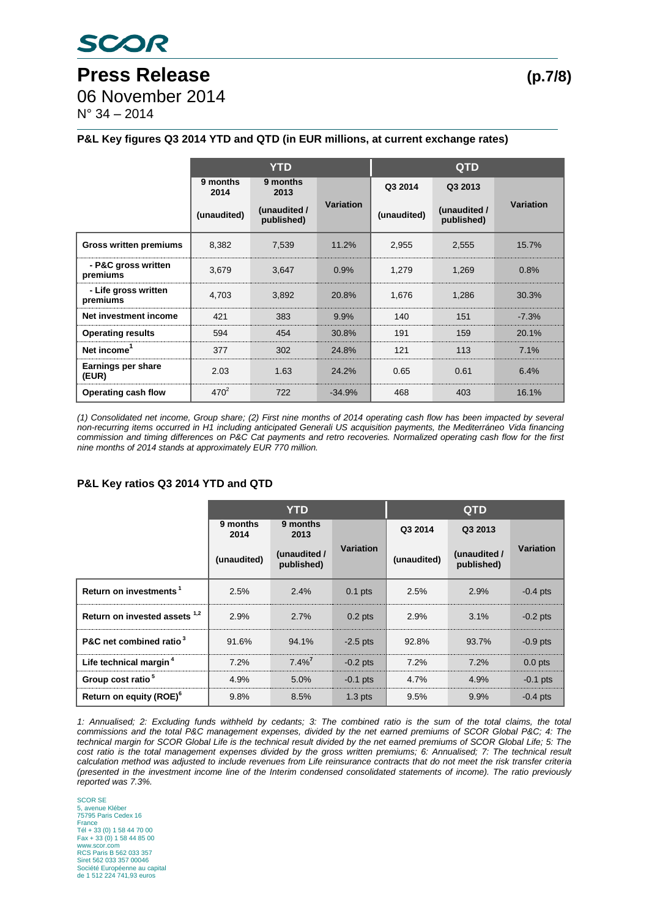## P&L Key figures Q3 2014 YTD and QTD (in EUR millions, at current exchange rates)

| | YTD | | | QTD | | |
|---|---|---|---|---|---|---|
| | 9 months 2014 (unaudited) | 9 months 2013 (unaudited / published) | Variation | Q3 2014 (unaudited) | Q3 2013 (unaudited / published) | Variation |
| **Gross written premiums** | 8,382 | 7,539 | 11.2% | 2,955 | 2,555 | 15.7% |
| **- P&C gross written premiums** | 3,679 | 3,647 | 0.9% | 1,279 | 1,269 | 0.8% |
| **- Life gross written premiums** | 4,703 | 3,892 | 20.8% | 1,676 | 1,286 | 30.3% |
| **Net investment income** | 421 | 383 | 9.9% | 140 | 151 | -7.3% |
| **Operating results** | 594 | 454 | 30.8% | 191 | 159 | 20.1% |
| **Net income**[1] | 377 | 302 | 24.8% | 121 | 113 | 7.1% |
| **Earnings per share (EUR)** | 2.03 | 1.63 | 24.2% | 0.65 | 0.61 | 6.4% |
| **Operating cash flow** | 470[2] | 722 | -34.9% | 468 | 403 | 16.1% |

*(1) Consolidated net income, Group share; (2) First nine months of 2014 operating cash flow has been impacted by several non-recurring items occurred in H1 including anticipated Generali US acquisition payments, the Mediterráneo Vida financing commission and timing differences on P&C Cat payments and retro recoveries. Normalized operating cash flow for the first nine months of 2014 stands at approximately EUR 770 million.*

## P&L Key ratios Q3 2014 YTD and QTD

| | YTD | | | QTD | | |
|---|---|---|---|---|---|---|
| | 9 months 2014 (unaudited) | 9 months 2013 (unaudited / published) | Variation | Q3 2014 (unaudited) | Q3 2013 (unaudited / published) | Variation |
| **Return on investments**[1] | 2.5% | 2.4% | 0.1 pts | 2.5% | 2.9% | -0.4 pts |
| **Return on invested assets**[1,2] | 2.9% | 2.7% | 0.2 pts | 2.9% | 3.1% | -0.2 pts |
| **P&C net combined ratio**[3] | 91.6% | 94.1% | -2.5 pts | 92.8% | 93.7% | -0.9 pts |
| **Life technical margin**[4] | 7.2% | 7.4%[7] | -0.2 pts | 7.2% | 7.2% | 0.0 pts |
| **Group cost ratio**[5] | 4.9% | 5.0% | -0.1 pts | 4.7% | 4.9% | -0.1 pts |
| **Return on equity (ROE)**[6] | 9.8% | 8.5% | 1.3 pts | 9.5% | 9.9% | -0.4 pts |

*1: Annualised; 2: Excluding funds withheld by cedants; 3: The combined ratio is the sum of the total claims, the total commissions and the total P&C management expenses, divided by the net earned premiums of SCOR Global P&C; 4: The technical margin for SCOR Global Life is the technical result divided by the net earned premiums of SCOR Global Life; 5: The cost ratio is the total management expenses divided by the gross written premiums; 6: Annualised; 7: The technical result calculation method was adjusted to include revenues from Life reinsurance contracts that do not meet the risk transfer criteria (presented in the investment income line of the Interim condensed consolidated statements of income). The ratio previously reported was 7.3%.*

SCOR SE
5, avenue Kléber
75795 Paris Cedex 16
France
Tél + 33 (0) 1 58 44 70 00
Fax + 33 (0) 1 58 44 85 00
www.scor.com
RCS Paris B 562 033 357
Siret 562 033 357 00046
Société Européenne au capital de 1 512 224 741,93 euros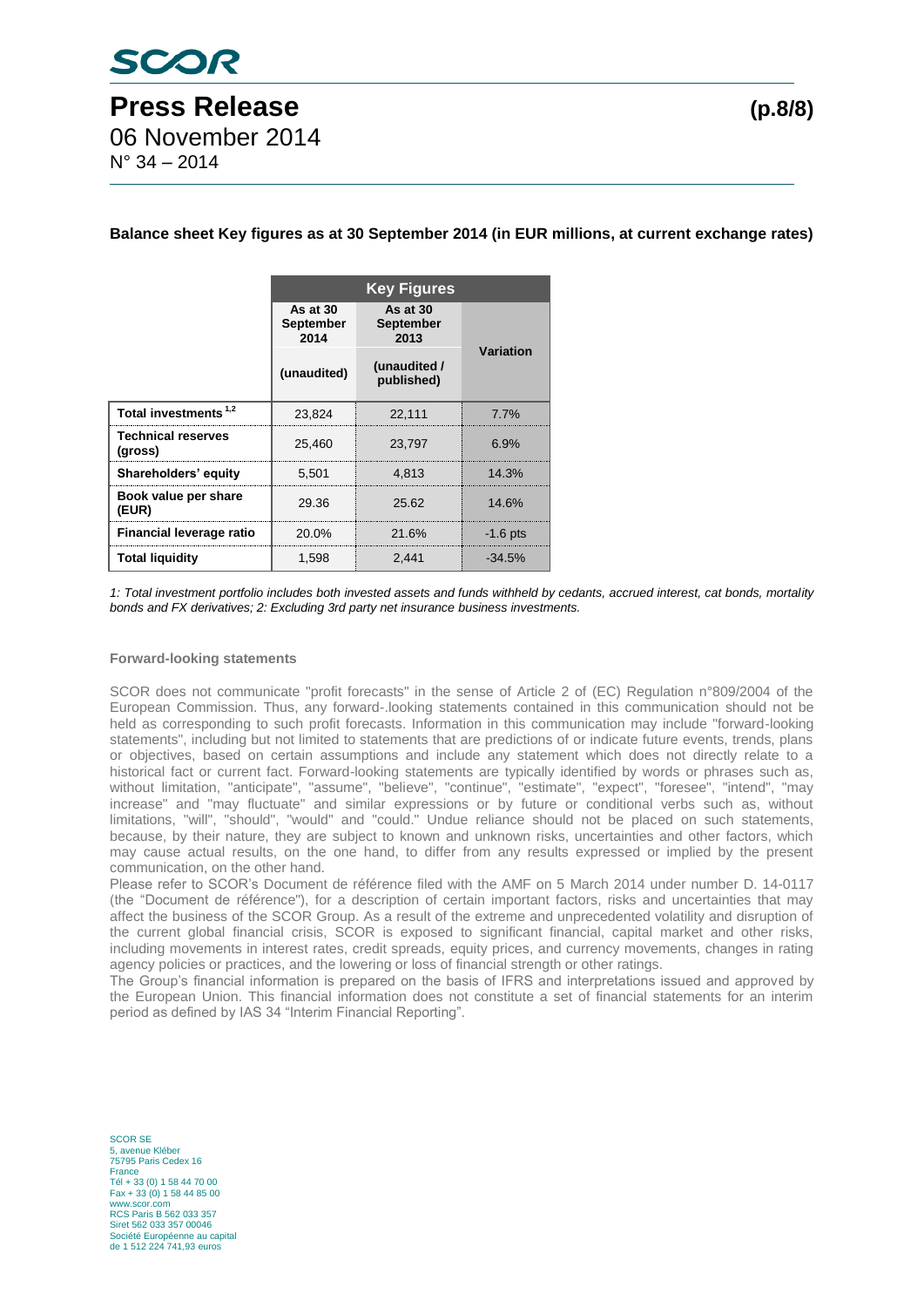**Balance sheet Key figures as at 30 September 2014 (in EUR millions, at current exchange rates)**

| | Key Figures | | |
|---|---|---|---|
| | As at 30 September 2014 (unaudited) | As at 30 September 2013 (unaudited / published) | Variation |
| Total investments [1,2] | 23,824 | 22,111 | 7.7% |
| Technical reserves (gross) | 25,460 | 23,797 | 6.9% |
| Shareholders' equity | 5,501 | 4,813 | 14.3% |
| Book value per share (EUR) | 29.36 | 25.62 | 14.6% |
| Financial leverage ratio | 20.0% | 21.6% | -1.6 pts |
| Total liquidity | 1,598 | 2,441 | -34.5% |

*1: Total investment portfolio includes both invested assets and funds withheld by cedants, accrued interest, cat bonds, mortality bonds and FX derivatives; 2: Excluding 3rd party net insurance business investments.*

**Forward-looking statements**

SCOR does not communicate "profit forecasts" in the sense of Article 2 of (EC) Regulation n°809/2004 of the European Commission. Thus, any forward-.looking statements contained in this communication should not be held as corresponding to such profit forecasts. Information in this communication may include "forward-looking statements", including but not limited to statements that are predictions of or indicate future events, trends, plans or objectives, based on certain assumptions and include any statement which does not directly relate to a historical fact or current fact. Forward-looking statements are typically identified by words or phrases such as, without limitation, "anticipate", "assume", "believe", "continue", "estimate", "expect", "foresee", "intend", "may increase" and "may fluctuate" and similar expressions or by future or conditional verbs such as, without limitations, "will", "should", "would" and "could." Undue reliance should not be placed on such statements, because, by their nature, they are subject to known and unknown risks, uncertainties and other factors, which may cause actual results, on the one hand, to differ from any results expressed or implied by the present communication, on the other hand.

Please refer to SCOR's Document de référence filed with the AMF on 5 March 2014 under number D. 14-0117 (the "Document de référence"), for a description of certain important factors, risks and uncertainties that may affect the business of the SCOR Group. As a result of the extreme and unprecedented volatility and disruption of the current global financial crisis, SCOR is exposed to significant financial, capital market and other risks, including movements in interest rates, credit spreads, equity prices, and currency movements, changes in rating agency policies or practices, and the lowering or loss of financial strength or other ratings.

The Group's financial information is prepared on the basis of IFRS and interpretations issued and approved by the European Union. This financial information does not constitute a set of financial statements for an interim period as defined by IAS 34 "Interim Financial Reporting".

SCOR SE
5, avenue Kléber
75795 Paris Cedex 16
France
Tél + 33 (0) 1 58 44 70 00
Fax + 33 (0) 1 58 44 85 00
www.scor.com
RCS Paris B 562 033 357
Siret 562 033 357 00046
Société Européenne au capital
de 1 512 224 741,93 euros